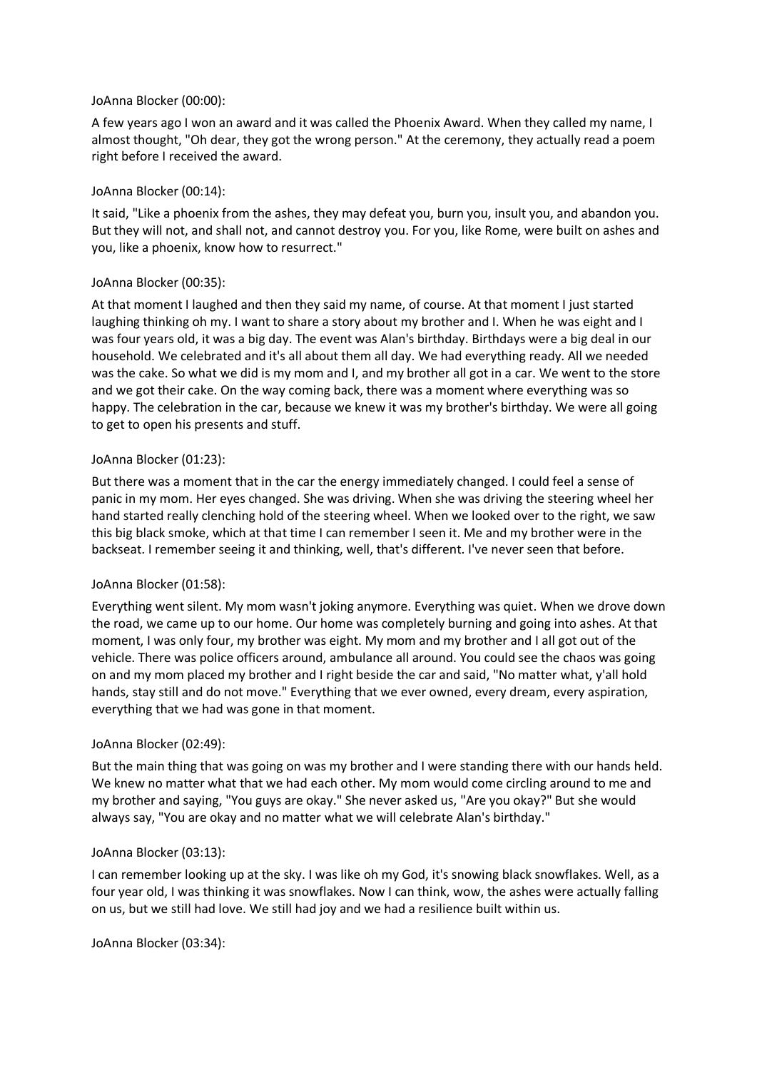JoAnna Blocker (00:00):

A few years ago I won an award and it was called the Phoenix Award. When they called my name, I almost thought, "Oh dear, they got the wrong person." At the ceremony, they actually read a poem right before I received the award.

JoAnna Blocker (00:14):

It said, "Like a phoenix from the ashes, they may defeat you, burn you, insult you, and abandon you. But they will not, and shall not, and cannot destroy you. For you, like Rome, were built on ashes and you, like a phoenix, know how to resurrect."

JoAnna Blocker (00:35):

At that moment I laughed and then they said my name, of course. At that moment I just started laughing thinking oh my. I want to share a story about my brother and I. When he was eight and I was four years old, it was a big day. The event was Alan's birthday. Birthdays were a big deal in our household. We celebrated and it's all about them all day. We had everything ready. All we needed was the cake. So what we did is my mom and I, and my brother all got in a car. We went to the store and we got their cake. On the way coming back, there was a moment where everything was so happy. The celebration in the car, because we knew it was my brother's birthday. We were all going to get to open his presents and stuff.

JoAnna Blocker (01:23):

But there was a moment that in the car the energy immediately changed. I could feel a sense of panic in my mom. Her eyes changed. She was driving. When she was driving the steering wheel her hand started really clenching hold of the steering wheel. When we looked over to the right, we saw this big black smoke, which at that time I can remember I seen it. Me and my brother were in the backseat. I remember seeing it and thinking, well, that's different. I've never seen that before.

JoAnna Blocker (01:58):

Everything went silent. My mom wasn't joking anymore. Everything was quiet. When we drove down the road, we came up to our home. Our home was completely burning and going into ashes. At that moment, I was only four, my brother was eight. My mom and my brother and I all got out of the vehicle. There was police officers around, ambulance all around. You could see the chaos was going on and my mom placed my brother and I right beside the car and said, "No matter what, y'all hold hands, stay still and do not move." Everything that we ever owned, every dream, every aspiration, everything that we had was gone in that moment.

JoAnna Blocker (02:49):

But the main thing that was going on was my brother and I were standing there with our hands held. We knew no matter what that we had each other. My mom would come circling around to me and my brother and saying, "You guys are okay." She never asked us, "Are you okay?" But she would always say, "You are okay and no matter what we will celebrate Alan's birthday."

JoAnna Blocker (03:13):

I can remember looking up at the sky. I was like oh my God, it's snowing black snowflakes. Well, as a four year old, I was thinking it was snowflakes. Now I can think, wow, the ashes were actually falling on us, but we still had love. We still had joy and we had a resilience built within us.

JoAnna Blocker (03:34):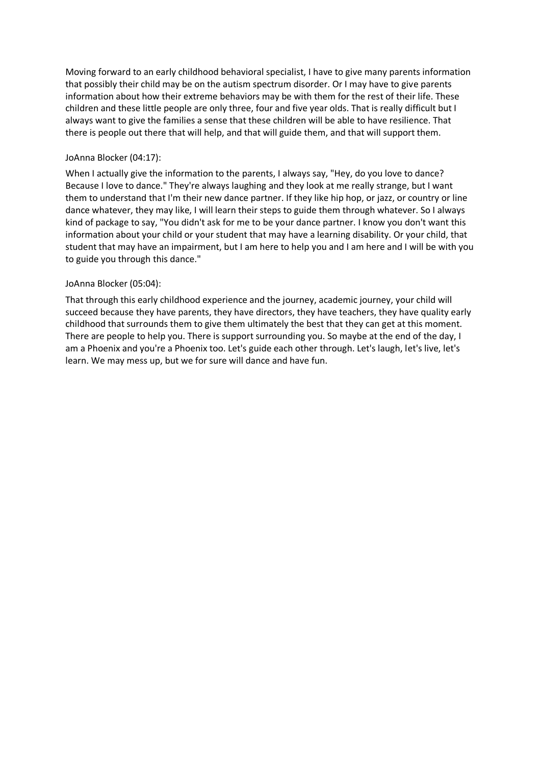Moving forward to an early childhood behavioral specialist, I have to give many parents information that possibly their child may be on the autism spectrum disorder. Or I may have to give parents information about how their extreme behaviors may be with them for the rest of their life. These children and these little people are only three, four and five year olds. That is really difficult but I always want to give the families a sense that these children will be able to have resilience. That there is people out there that will help, and that will guide them, and that will support them.

JoAnna Blocker (04:17):

When I actually give the information to the parents, I always say, "Hey, do you love to dance? Because I love to dance." They're always laughing and they look at me really strange, but I want them to understand that I'm their new dance partner. If they like hip hop, or jazz, or country or line dance whatever, they may like, I will learn their steps to guide them through whatever. So I always kind of package to say, "You didn't ask for me to be your dance partner. I know you don't want this information about your child or your student that may have a learning disability. Or your child, that student that may have an impairment, but I am here to help you and I am here and I will be with you to guide you through this dance."

JoAnna Blocker (05:04):

That through this early childhood experience and the journey, academic journey, your child will succeed because they have parents, they have directors, they have teachers, they have quality early childhood that surrounds them to give them ultimately the best that they can get at this moment. There are people to help you. There is support surrounding you. So maybe at the end of the day, I am a Phoenix and you're a Phoenix too. Let's guide each other through. Let's laugh, let's live, let's learn. We may mess up, but we for sure will dance and have fun.